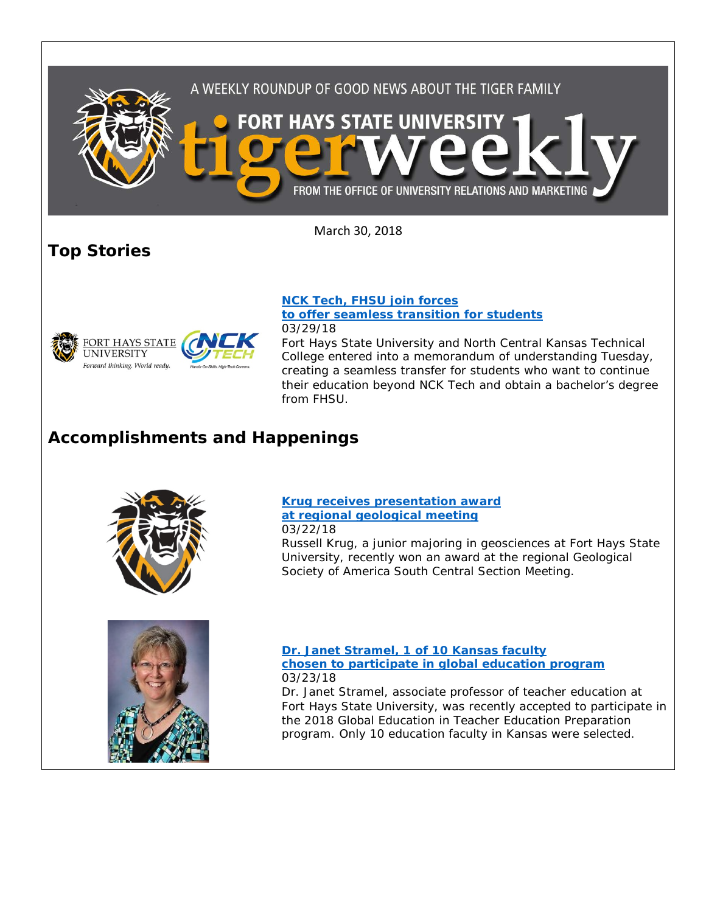A WEEKLY ROUNDUP OF GOOD NEWS ABOUT THE TIGER FAMILY

# FORT HAYS STATE UNIVERSITY tigerweekly

FROM THE OFFICE OF UNIVERSITY RELATIONS AND MARKETING

March 30, 2018

## Top Stories

**NCK Tech, FHSU join forces to offer seamless transition for students**
03/29/18
Fort Hays State University and North Central Kansas Technical College entered into a memorandum of understanding Tuesday, creating a seamless transfer for students who want to continue their education beyond NCK Tech and obtain a bachelor's degree from FHSU.

## Accomplishments and Happenings

**Krug receives presentation award at regional geological meeting**
03/22/18
Russell Krug, a junior majoring in geosciences at Fort Hays State University, recently won an award at the regional Geological Society of America South Central Section Meeting.

**Dr. Janet Stramel, 1 of 10 Kansas faculty chosen to participate in global education program**
03/23/18
Dr. Janet Stramel, associate professor of teacher education at Fort Hays State University, was recently accepted to participate in the 2018 Global Education in Teacher Education Preparation program. Only 10 education faculty in Kansas were selected.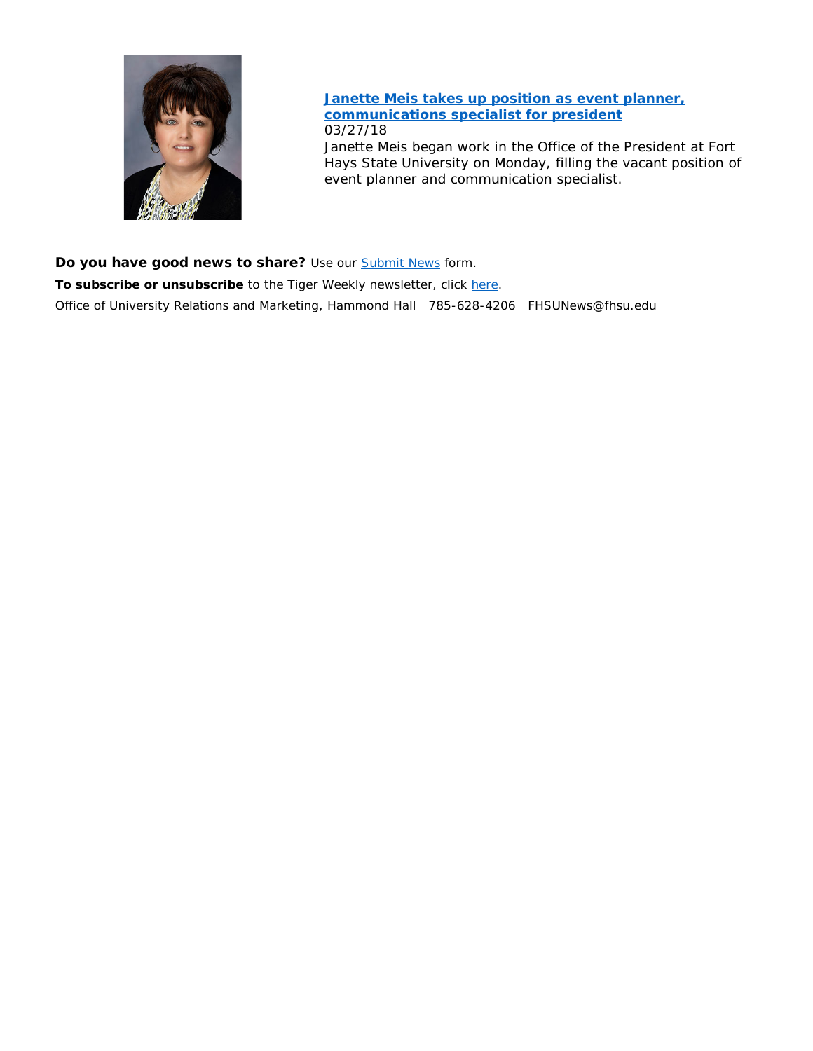**[Janette Meis takes up position as event planner, communications specialist for president]**
03/27/18
Janette Meis began work in the Office of the President at Fort Hays State University on Monday, filling the vacant position of event planner and communication specialist.

**Do you have good news to share?** Use our Submit News form.

**To subscribe or unsubscribe** to the Tiger Weekly newsletter, click here.

Office of University Relations and Marketing, Hammond Hall 785-628-4206 FHSUNews@fhsu.edu